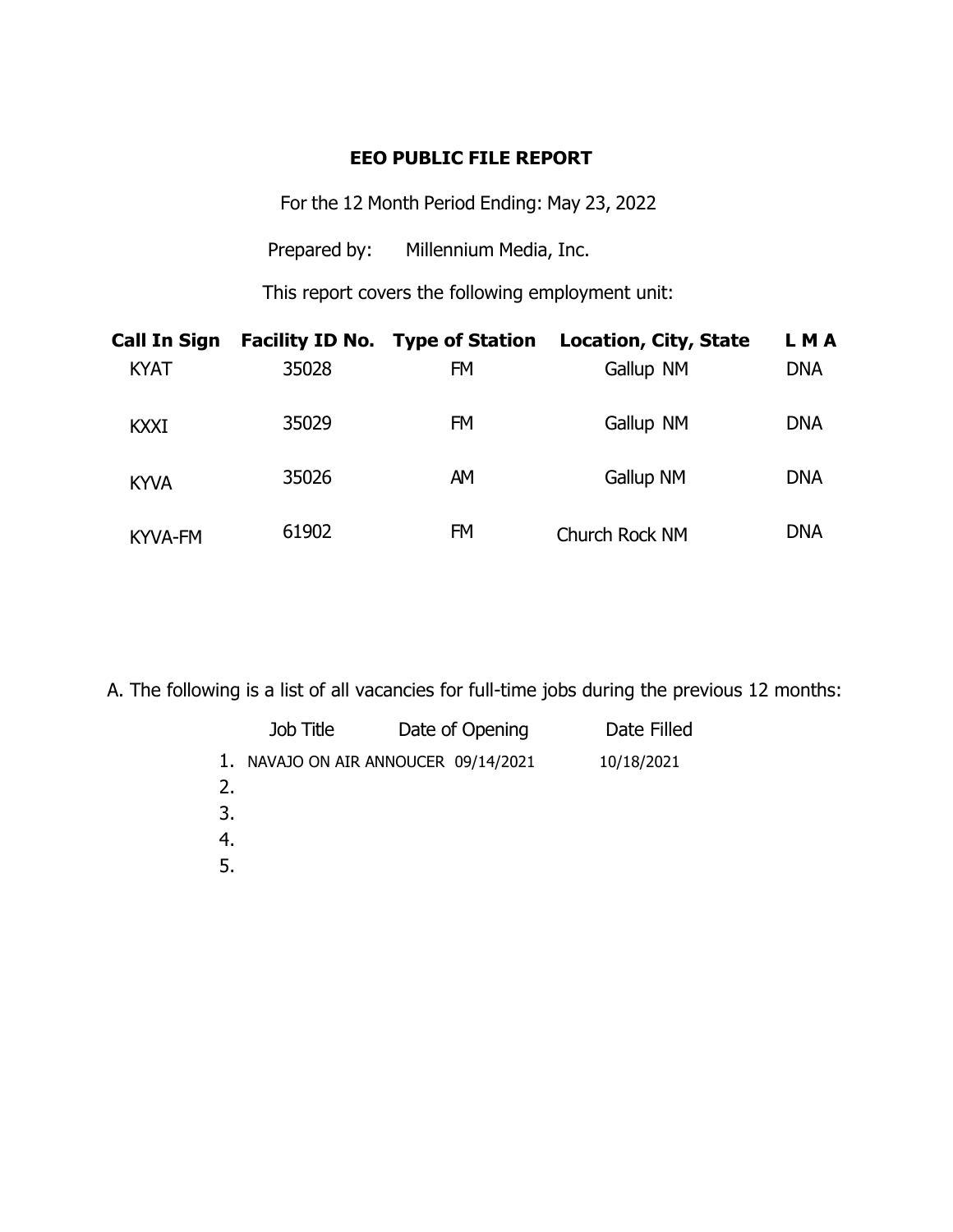# EEO PUBLIC FILE REPORT

For the 12 Month Period Ending: May 23, 2022

Prepared by: Millennium Media, Inc.

This report covers the following employment unit:

| Call In Sign | Facility ID No. | Type of Station | Location, City, State | L M A |
|---|---|---|---|---|
| KYAT | 35028 | FM | Gallup NM | DNA |
| KXXI | 35029 | FM | Gallup NM | DNA |
| KYVA | 35026 | AM | Gallup NM | DNA |
| KYVA-FM | 61902 | FM | Church Rock NM | DNA |

A. The following is a list of all vacancies for full-time jobs during the previous 12 months:

| | Job Title | Date of Opening | Date Filled |
|---|---|---|---|
| 1. | NAVAJO ON AIR ANNOUCER | 09/14/2021 | 10/18/2021 |
| 2. | | | |
| 3. | | | |
| 4. | | | |
| 5. | | | |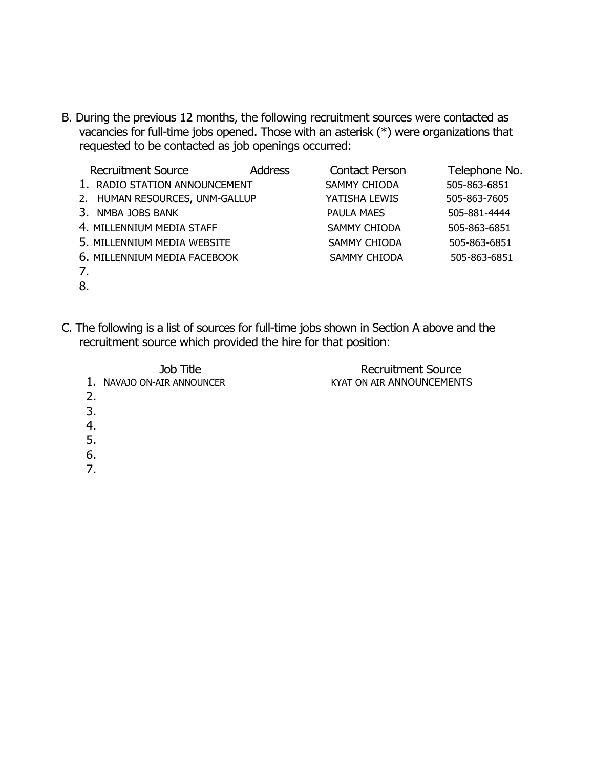B. During the previous 12 months, the following recruitment sources were contacted as vacancies for full-time jobs opened. Those with an asterisk (*) were organizations that requested to be contacted as job openings occurred:

| | Recruitment Source | Address | Contact Person | Telephone No. |
|---|---|---|---|---|
| 1. | RADIO STATION ANNOUNCEMENT | | SAMMY CHIODA | 505-863-6851 |
| 2. | HUMAN RESOURCES, UNM-GALLUP | | YATISHA LEWIS | 505-863-7605 |
| 3. | NMBA JOBS BANK | | PAULA MAES | 505-881-4444 |
| 4. | MILLENNIUM MEDIA STAFF | | SAMMY CHIODA | 505-863-6851 |
| 5. | MILLENNIUM MEDIA WEBSITE | | SAMMY CHIODA | 505-863-6851 |
| 6. | MILLENNIUM MEDIA FACEBOOK | | SAMMY CHIODA | 505-863-6851 |
| 7. | | | | |
| 8. | | | | |

C. The following is a list of sources for full-time jobs shown in Section A above and the recruitment source which provided the hire for that position:

| | Job Title | Recruitment Source |
|---|---|---|
| 1. | NAVAJO ON-AIR ANNOUNCER | KYAT ON AIR ANNOUNCEMENTS |
| 2. | | |
| 3. | | |
| 4. | | |
| 5. | | |
| 6. | | |
| 7. | | |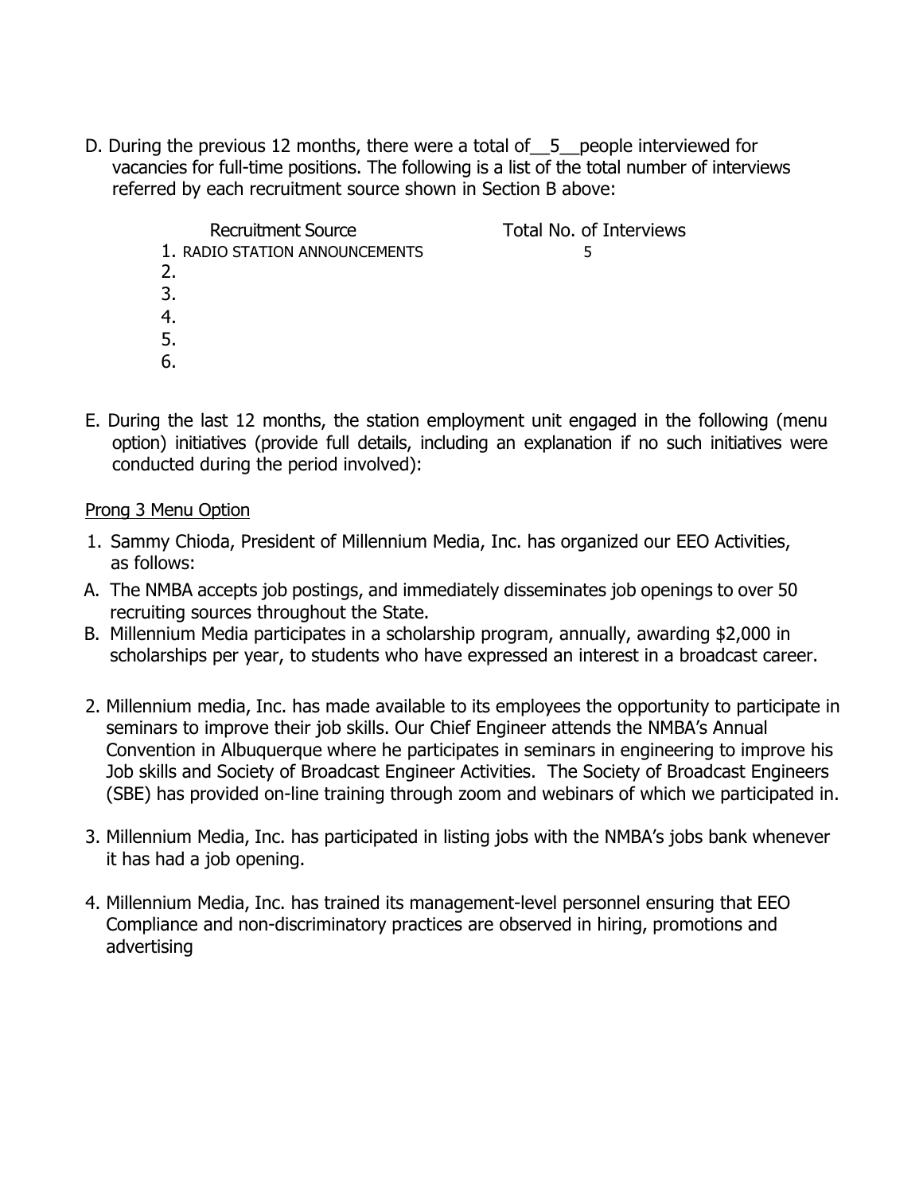D. During the previous 12 months, there were a total of__5__people interviewed for vacancies for full-time positions. The following is a list of the total number of interviews referred by each recruitment source shown in Section B above:

| Recruitment Source | Total No. of Interviews |
| --- | --- |
| 1. RADIO STATION ANNOUNCEMENTS | 5 |
| 2. | |
| 3. | |
| 4. | |
| 5. | |
| 6. | |

E. During the last 12 months, the station employment unit engaged in the following (menu option) initiatives (provide full details, including an explanation if no such initiatives were conducted during the period involved):

<u>Prong 3 Menu Option</u>

1. Sammy Chioda, President of Millennium Media, Inc. has organized our EEO Activities, as follows:

A. The NMBA accepts job postings, and immediately disseminates job openings to over 50 recruiting sources throughout the State.

B. Millennium Media participates in a scholarship program, annually, awarding $2,000 in scholarships per year, to students who have expressed an interest in a broadcast career.

2. Millennium media, Inc. has made available to its employees the opportunity to participate in seminars to improve their job skills. Our Chief Engineer attends the NMBA's Annual Convention in Albuquerque where he participates in seminars in engineering to improve his Job skills and Society of Broadcast Engineer Activities. The Society of Broadcast Engineers (SBE) has provided on-line training through zoom and webinars of which we participated in.

3. Millennium Media, Inc. has participated in listing jobs with the NMBA's jobs bank whenever it has had a job opening.

4. Millennium Media, Inc. has trained its management-level personnel ensuring that EEO Compliance and non-discriminatory practices are observed in hiring, promotions and advertising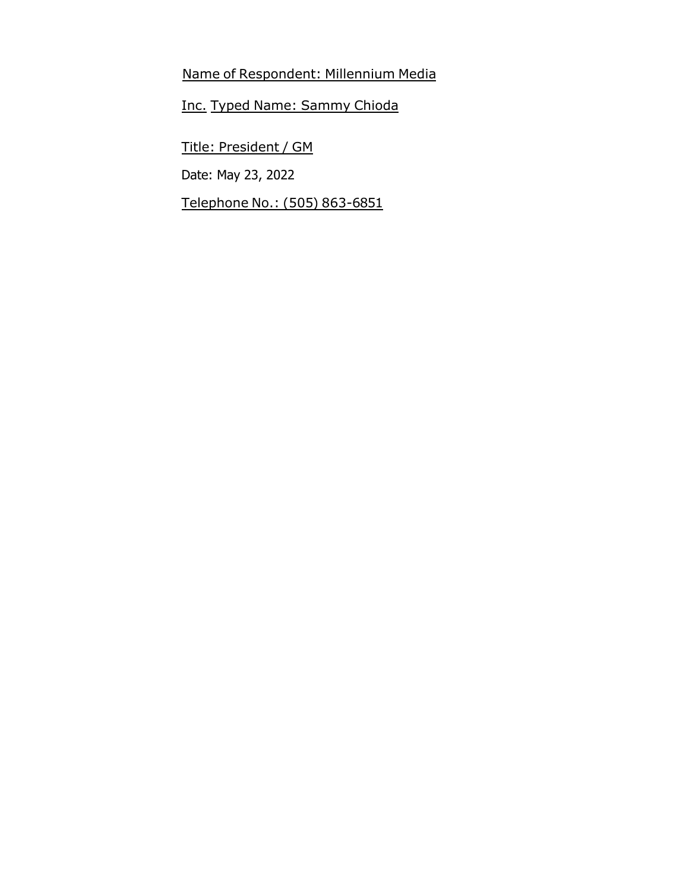Name of Respondent: Millennium Media

Inc. Typed Name: Sammy Chioda

Title: President / GM

Date: May 23, 2022

Telephone No.: (505) 863-6851